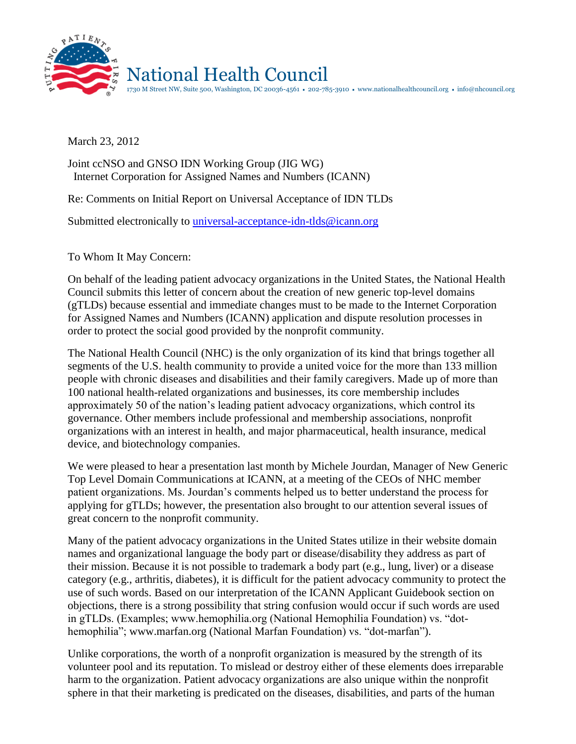# National Health Council

1730 M Street NW, Suite 500, Washington, DC 20036-4561 • 202-785-3910 • www.nationalhealthcouncil.org • info@nhcouncil.org

March 23, 2012

Joint ccNSO and GNSO IDN Working Group (JIG WG)
Internet Corporation for Assigned Names and Numbers (ICANN)

Re: Comments on Initial Report on Universal Acceptance of IDN TLDs

Submitted electronically to universal-acceptance-idn-tlds@icann.org

To Whom It May Concern:

On behalf of the leading patient advocacy organizations in the United States, the National Health Council submits this letter of concern about the creation of new generic top-level domains (gTLDs) because essential and immediate changes must to be made to the Internet Corporation for Assigned Names and Numbers (ICANN) application and dispute resolution processes in order to protect the social good provided by the nonprofit community.

The National Health Council (NHC) is the only organization of its kind that brings together all segments of the U.S. health community to provide a united voice for the more than 133 million people with chronic diseases and disabilities and their family caregivers. Made up of more than 100 national health-related organizations and businesses, its core membership includes approximately 50 of the nation's leading patient advocacy organizations, which control its governance. Other members include professional and membership associations, nonprofit organizations with an interest in health, and major pharmaceutical, health insurance, medical device, and biotechnology companies.

We were pleased to hear a presentation last month by Michele Jourdan, Manager of New Generic Top Level Domain Communications at ICANN, at a meeting of the CEOs of NHC member patient organizations. Ms. Jourdan's comments helped us to better understand the process for applying for gTLDs; however, the presentation also brought to our attention several issues of great concern to the nonprofit community.

Many of the patient advocacy organizations in the United States utilize in their website domain names and organizational language the body part or disease/disability they address as part of their mission. Because it is not possible to trademark a body part (e.g., lung, liver) or a disease category (e.g., arthritis, diabetes), it is difficult for the patient advocacy community to protect the use of such words. Based on our interpretation of the ICANN Applicant Guidebook section on objections, there is a strong possibility that string confusion would occur if such words are used in gTLDs. (Examples; www.hemophilia.org (National Hemophilia Foundation) vs. "dot-hemophilia"; www.marfan.org (National Marfan Foundation) vs. "dot-marfan").

Unlike corporations, the worth of a nonprofit organization is measured by the strength of its volunteer pool and its reputation. To mislead or destroy either of these elements does irreparable harm to the organization. Patient advocacy organizations are also unique within the nonprofit sphere in that their marketing is predicated on the diseases, disabilities, and parts of the human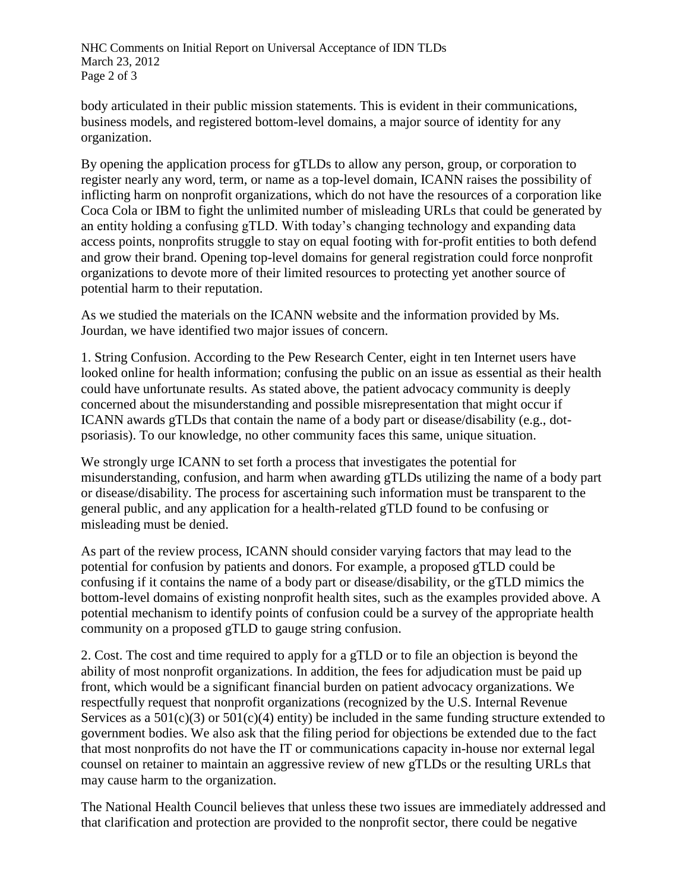body articulated in their public mission statements. This is evident in their communications, business models, and registered bottom-level domains, a major source of identity for any organization.

By opening the application process for gTLDs to allow any person, group, or corporation to register nearly any word, term, or name as a top-level domain, ICANN raises the possibility of inflicting harm on nonprofit organizations, which do not have the resources of a corporation like Coca Cola or IBM to fight the unlimited number of misleading URLs that could be generated by an entity holding a confusing gTLD. With today's changing technology and expanding data access points, nonprofits struggle to stay on equal footing with for-profit entities to both defend and grow their brand. Opening top-level domains for general registration could force nonprofit organizations to devote more of their limited resources to protecting yet another source of potential harm to their reputation.

As we studied the materials on the ICANN website and the information provided by Ms. Jourdan, we have identified two major issues of concern.

1. String Confusion. According to the Pew Research Center, eight in ten Internet users have looked online for health information; confusing the public on an issue as essential as their health could have unfortunate results. As stated above, the patient advocacy community is deeply concerned about the misunderstanding and possible misrepresentation that might occur if ICANN awards gTLDs that contain the name of a body part or disease/disability (e.g., dot-psoriasis). To our knowledge, no other community faces this same, unique situation.

We strongly urge ICANN to set forth a process that investigates the potential for misunderstanding, confusion, and harm when awarding gTLDs utilizing the name of a body part or disease/disability. The process for ascertaining such information must be transparent to the general public, and any application for a health-related gTLD found to be confusing or misleading must be denied.

As part of the review process, ICANN should consider varying factors that may lead to the potential for confusion by patients and donors. For example, a proposed gTLD could be confusing if it contains the name of a body part or disease/disability, or the gTLD mimics the bottom-level domains of existing nonprofit health sites, such as the examples provided above. A potential mechanism to identify points of confusion could be a survey of the appropriate health community on a proposed gTLD to gauge string confusion.

2. Cost. The cost and time required to apply for a gTLD or to file an objection is beyond the ability of most nonprofit organizations. In addition, the fees for adjudication must be paid up front, which would be a significant financial burden on patient advocacy organizations. We respectfully request that nonprofit organizations (recognized by the U.S. Internal Revenue Services as a 501(c)(3) or 501(c)(4) entity) be included in the same funding structure extended to government bodies. We also ask that the filing period for objections be extended due to the fact that most nonprofits do not have the IT or communications capacity in-house nor external legal counsel on retainer to maintain an aggressive review of new gTLDs or the resulting URLs that may cause harm to the organization.

The National Health Council believes that unless these two issues are immediately addressed and that clarification and protection are provided to the nonprofit sector, there could be negative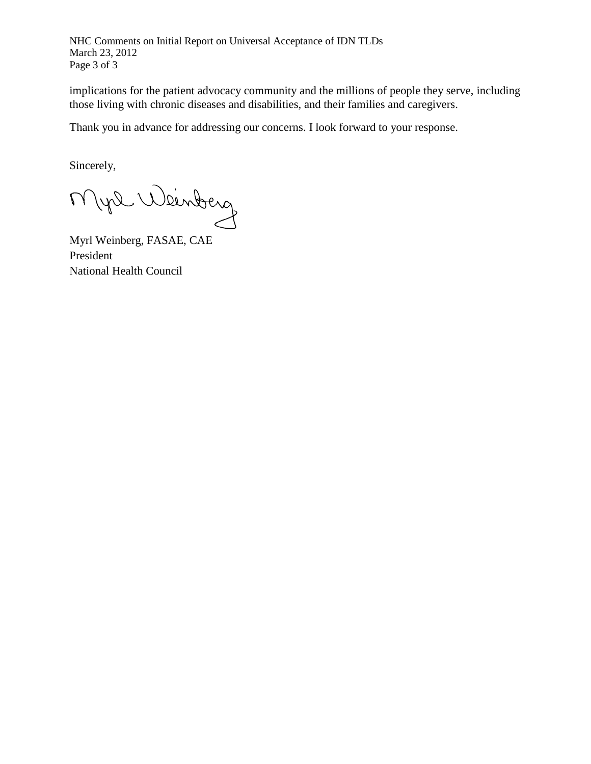implications for the patient advocacy community and the millions of people they serve, including those living with chronic diseases and disabilities, and their families and caregivers.

Thank you in advance for addressing our concerns. I look forward to your response.

Sincerely,

Myrl Weinberg, FASAE, CAE
President
National Health Council